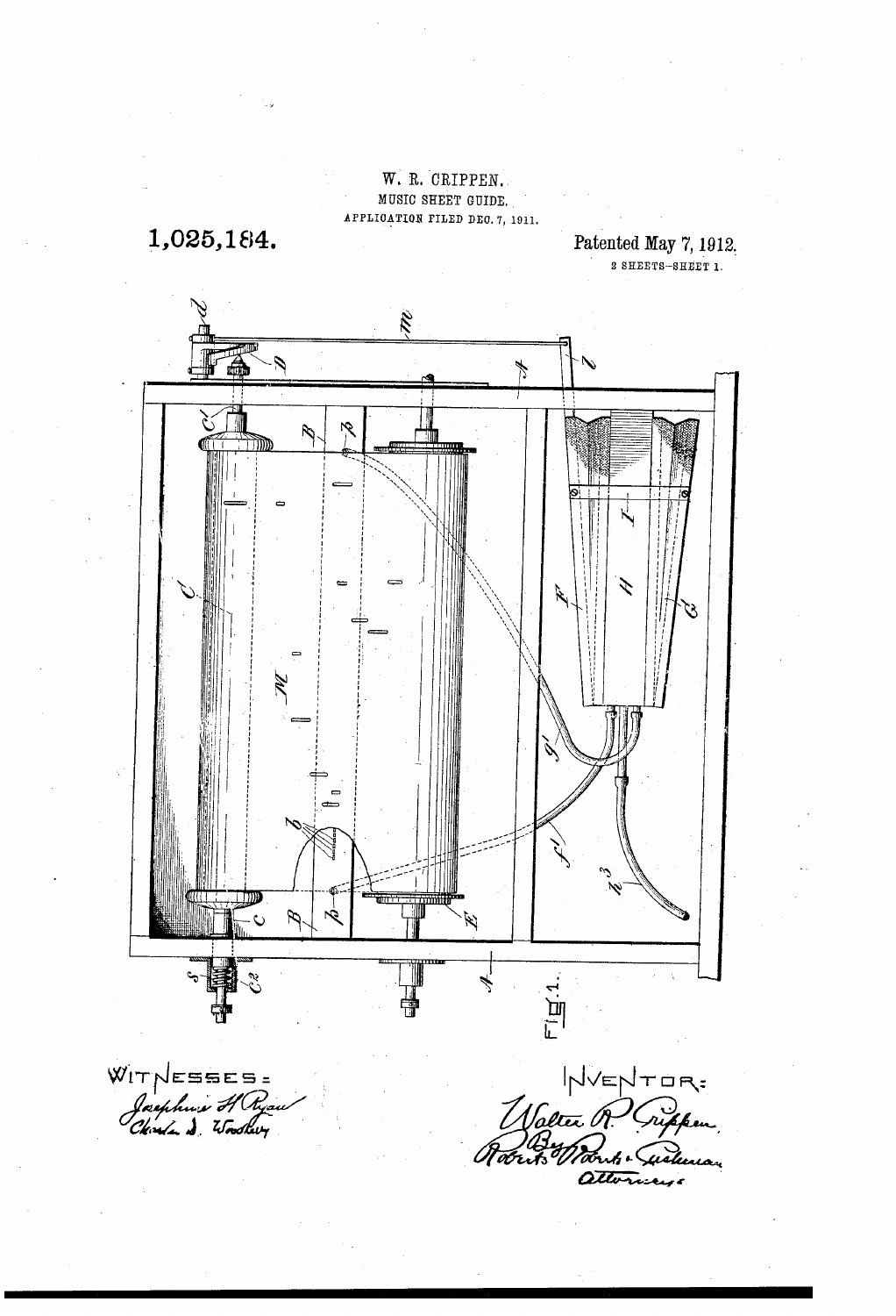W. R. CRIPPEN.

MUSIC SHEET GUIDE.

APPLICATION FILED DEC. 7, 1911.

**1,025,184.**

Patented May 7, 1912.

2 SHEETS—SHEET 1.

FIG. 1.

WITNESSES:

Josephine H. Ryan

Charles D. Woodberry

INVENTOR:

Walter R. Crippen.

By Roberts, Roberts & Cushman

Attorneys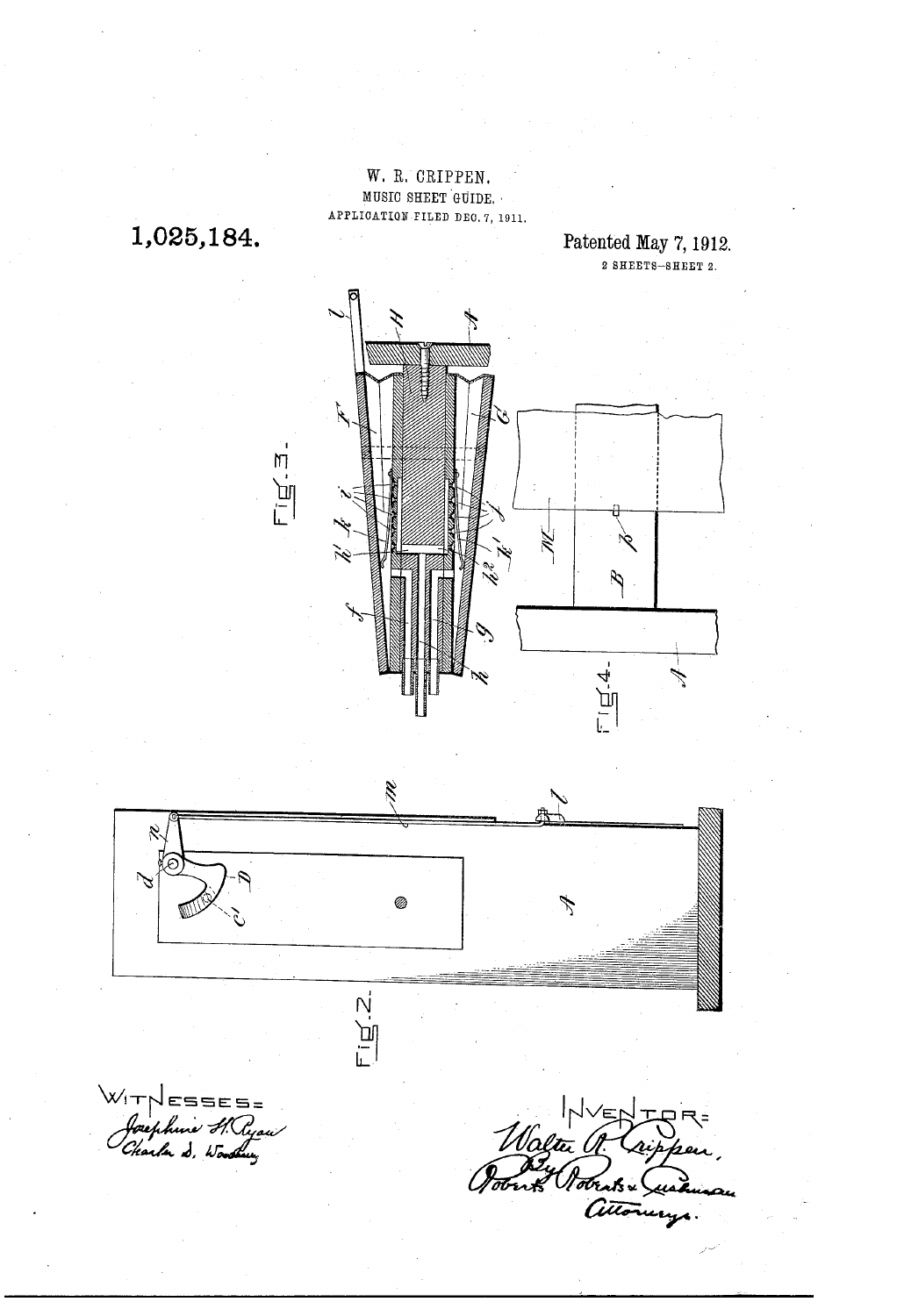W. R. CRIPPEN.

MUSIC SHEET GUIDE.

APPLICATION FILED DEC. 7, 1911.

**1,025,184.**

Patented May 7, 1912.

2 SHEETS—SHEET 2.

Fig. 3.

Fig. 4.

Fig. 2.

WITNESSES:

Josephine H. Ryan

Charles D. Woodbury

INVENTOR:

Walter R. Crippen,

By Roberts Roberts & Cushman

Attorneys.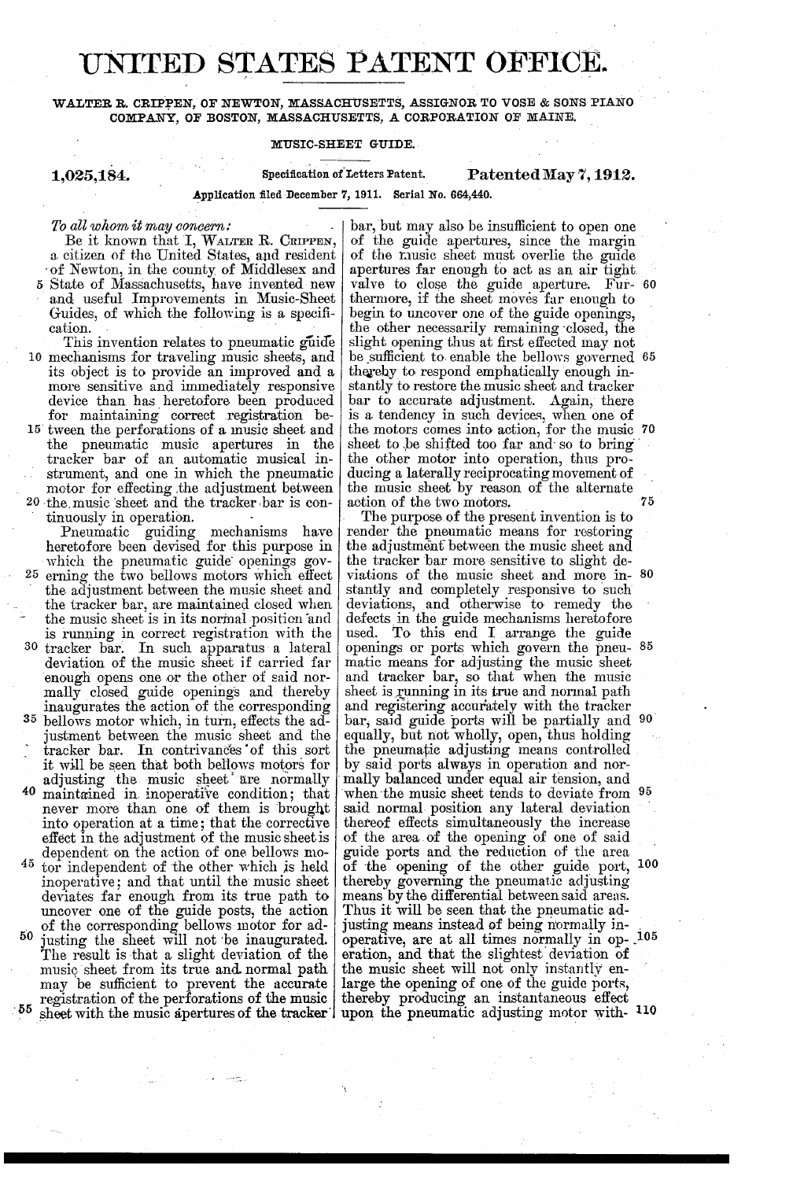# UNITED STATES PATENT OFFICE.

WALTER R. CRIPPEN, OF NEWTON, MASSACHUSETTS, ASSIGNOR TO VOSE & SONS PIANO COMPANY, OF BOSTON, MASSACHUSETTS, A CORPORATION OF MAINE.

MUSIC-SHEET GUIDE.

**1,025,184.** Specification of Letters Patent. **Patented May 7, 1912.**

Application filed December 7, 1911. Serial No. 664,440.

*To all whom it may concern:*

Be it known that I, WALTER R. CRIPPEN, a citizen of the United States, and resident of Newton, in the county of Middlesex and State of Massachusetts, have invented new and useful Improvements in Music-Sheet Guides, of which the following is a specification.

This invention relates to pneumatic guide mechanisms for traveling music sheets, and its object is to provide an improved and a more sensitive and immediately responsive device than has heretofore been produced for maintaining correct registration between the perforations of a music sheet and the pneumatic music apertures in the tracker bar of an automatic musical instrument, and one in which the pneumatic motor for effecting the adjustment between the music sheet and the tracker bar is continuously in operation.

Pneumatic guiding mechanisms have heretofore been devised for this purpose in which the pneumatic guide openings governing the two bellows motors which effect the adjustment between the music sheet and the tracker bar, are maintained closed when the music sheet is in its normal position and is running in correct registration with the tracker bar. In such apparatus a lateral deviation of the music sheet if carried far enough opens one or the other of said normally closed guide openings and thereby inaugurates the action of the corresponding bellows motor which, in turn, effects the adjustment between the music sheet and the tracker bar. In contrivances of this sort it will be seen that both bellows motors for adjusting the music sheet are normally maintained in inoperative condition; that never more than one of them is brought into operation at a time; that the corrective effect in the adjustment of the music sheet is dependent on the action of one bellows motor independent of the other which is held inoperative; and that until the music sheet deviates far enough from its true path to uncover one of the guide posts, the action of the corresponding bellows motor for adjusting the sheet will not be inaugurated. The result is that a slight deviation of the music sheet from its true and normal path may be sufficient to prevent the accurate registration of the perforations of the music sheet with the music apertures of the tracker bar, but may also be insufficient to open one of the guide apertures, since the margin of the music sheet must overlie the guide apertures far enough to act as an air tight valve to close the guide aperture. Furthermore, if the sheet moves far enough to begin to uncover one of the guide openings, the other necessarily remaining closed, the slight opening thus at first effected may not be sufficient to enable the bellows governed thereby to respond emphatically enough instantly to restore the music sheet and tracker bar to accurate adjustment. Again, there is a tendency in such devices, when one of the motors comes into action, for the music sheet to be shifted too far and so to bring the other motor into operation, thus producing a laterally reciprocating movement of the music sheet by reason of the alternate action of the two motors.

The purpose of the present invention is to render the pneumatic means for restoring the adjustment between the music sheet and the tracker bar more sensitive to slight deviations of the music sheet and more instantly and completely responsive to such deviations, and otherwise to remedy the defects in the guide mechanisms heretofore used. To this end I arrange the guide openings or ports which govern the pneumatic means for adjusting the music sheet and tracker bar, so that when the music sheet is running in its true and normal path and registering accurately with the tracker bar, said guide ports will be partially and equally, but not wholly, open, thus holding the pneumatic adjusting means controlled by said ports always in operation and normally balanced under equal air tension, and when the music sheet tends to deviate from said normal position any lateral deviation thereof effects simultaneously the increase of the area of the opening of one of said guide ports and the reduction of the area of the opening of the other guide port, thereby governing the pneumatic adjusting means by the differential between said areas. Thus it will be seen that the pneumatic adjusting means instead of being normally inoperative, are at all times normally in operation, and that the slightest deviation of the music sheet will not only instantly enlarge the opening of one of the guide ports, thereby producing an instantaneous effect upon the pneumatic adjusting motor with-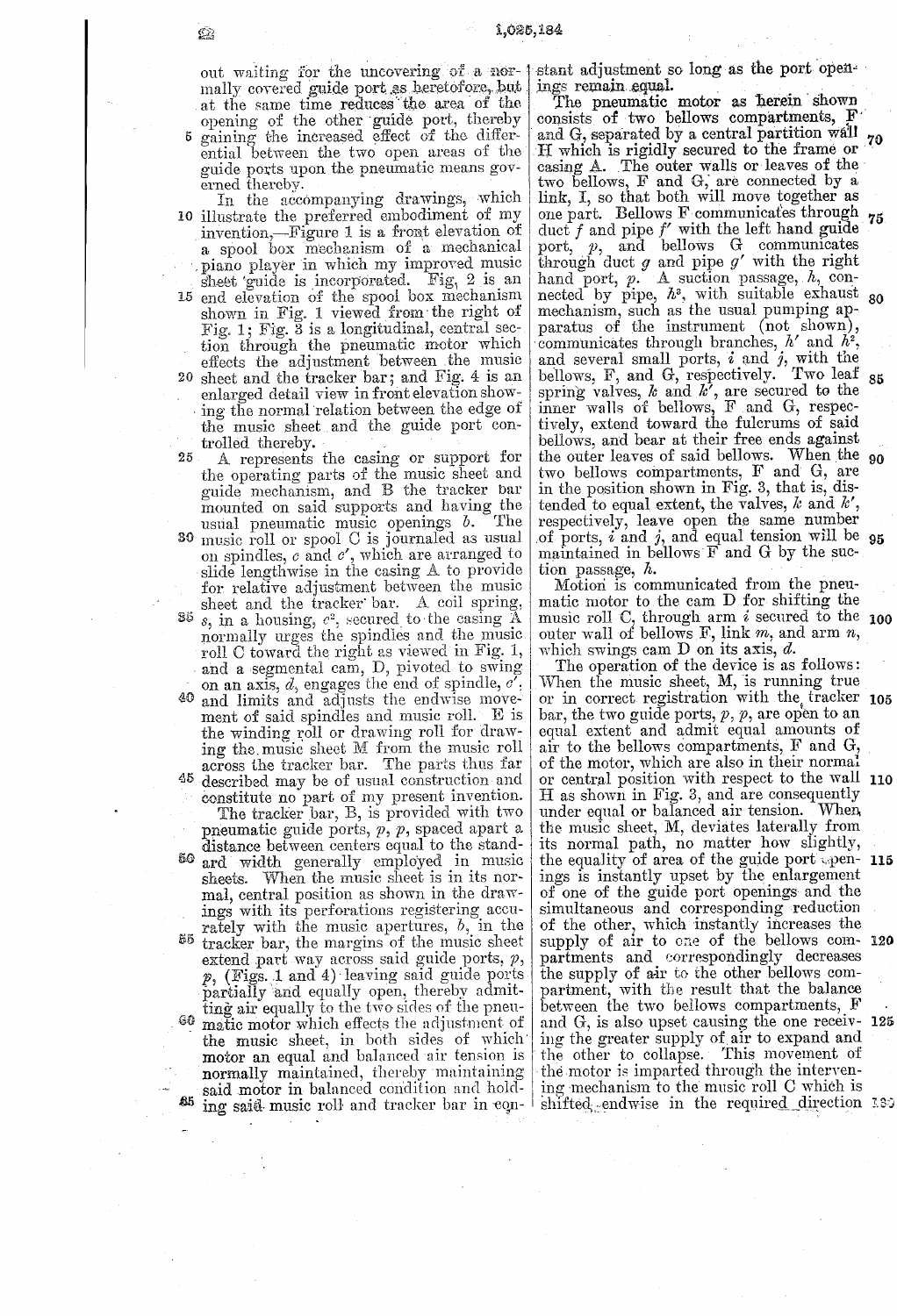out waiting for the uncovering of a normally covered guide port as heretofore, but at the same time reduces the area of the opening of the other guide port, thereby gaining the increased effect of the differential between the two open areas of the guide ports upon the pneumatic means governed thereby.

In the accompanying drawings, which illustrate the preferred embodiment of my invention,—Figure 1 is a front elevation of a spool box mechanism of a mechanical piano player in which my improved music sheet guide is incorporated. Fig. 2 is an end elevation of the spool box mechanism shown in Fig. 1 viewed from the right of Fig. 1; Fig. 3 is a longitudinal, central section through the pneumatic motor which effects the adjustment between the music sheet and the tracker bar; and Fig. 4 is an enlarged detail view in front elevation showing the normal relation between the edge of the music sheet and the guide port controlled thereby.

A represents the casing or support for the operating parts of the music sheet and guide mechanism, and B the tracker bar mounted on said supports and having the usual pneumatic music openings $b$. The music roll or spool C is journaled as usual on spindles, $c$ and $c'$, which are arranged to slide lengthwise in the casing A to provide for relative adjustment between the music sheet and the tracker bar. A coil spring, $s$, in a housing, $c^2$, secured to the casing A normally urges the spindles and the music roll C toward the right as viewed in Fig. 1, and a segmental cam, D, pivoted to swing on an axis, $d$, engages the end of spindle, $c'$, and limits and adjusts the endwise movement of said spindles and music roll. E is the winding roll or drawing roll for drawing the music sheet M from the music roll across the tracker bar. The parts thus far described may be of usual construction and constitute no part of my present invention.

The tracker bar, B, is provided with two pneumatic guide ports, $p$, $p$, spaced apart a distance between centers equal to the standard width generally employed in music sheets. When the music sheet is in its normal, central position as shown in the drawings with its perforations registering accurately with the music apertures, $b$, in the tracker bar, the margins of the music sheet extend part way across said guide ports, $p$, $p$, (Figs. 1 and 4) leaving said guide ports partially and equally open, thereby admitting air equally to the two sides of the pneumatic motor which effects the adjustment of the music sheet, in both sides of which motor an equal and balanced air tension is normally maintained, thereby maintaining said motor in balanced condition and holding said music roll and tracker bar in constant adjustment so long as the port openings remain equal.

The pneumatic motor as herein shown consists of two bellows compartments, F and G, separated by a central partition wall H which is rigidly secured to the frame or casing A. The outer walls or leaves of the two bellows, F and G, are connected by a link, I, so that both will move together as one part. Bellows F communicates through duct $f$ and pipe $f'$ with the left hand guide port, $p$, and bellows G communicates through duct $g$ and pipe $g'$ with the right hand port, $p$. A suction passage, $h$, connected by pipe, $h^3$, with suitable exhaust mechanism, such as the usual pumping apparatus of the instrument (not shown), communicates through branches, $h'$ and $h^2$, and several small ports, $i$ and $j$, with the bellows, F, and G, respectively. Two leaf spring valves, $k$ and $k'$, are secured to the inner walls of bellows, F and G, respectively, extend toward the fulcrums of said bellows, and bear at their free ends against the outer leaves of said bellows. When the two bellows compartments, F and G, are in the position shown in Fig. 3, that is, distended to equal extent, the valves, $k$ and $k'$, respectively, leave open the same number of ports, $i$ and $j$, and equal tension will be maintained in bellows F and G by the suction passage, $h$.

Motion is communicated from the pneumatic motor to the cam D for shifting the music roll C, through arm $i$ secured to the outer wall of bellows F, link $m$, and arm $n$, which swings cam D on its axis, $d$.

The operation of the device is as follows: When the music sheet, M, is running true or in correct registration with the tracker bar, the two guide ports, $p$, $p$, are open to an equal extent and admit equal amounts of air to the bellows compartments, F and G, of the motor, which are also in their normal or central position with respect to the wall H as shown in Fig. 3, and are consequently under equal or balanced air tension. When the music sheet, M, deviates laterally from its normal path, no matter how slightly, the equality of area of the guide port openings is instantly upset by the enlargement of one of the guide port openings and the simultaneous and corresponding reduction of the other, which instantly increases the supply of air to one of the bellows compartments and correspondingly decreases the supply of air to the other bellows compartment, with the result that the balance between the two bellows compartments, F and G, is also upset causing the one receiving the greater supply of air to expand and the other to collapse. This movement of the motor is imparted through the intervening mechanism to the music roll C which is shifted endwise in the required direction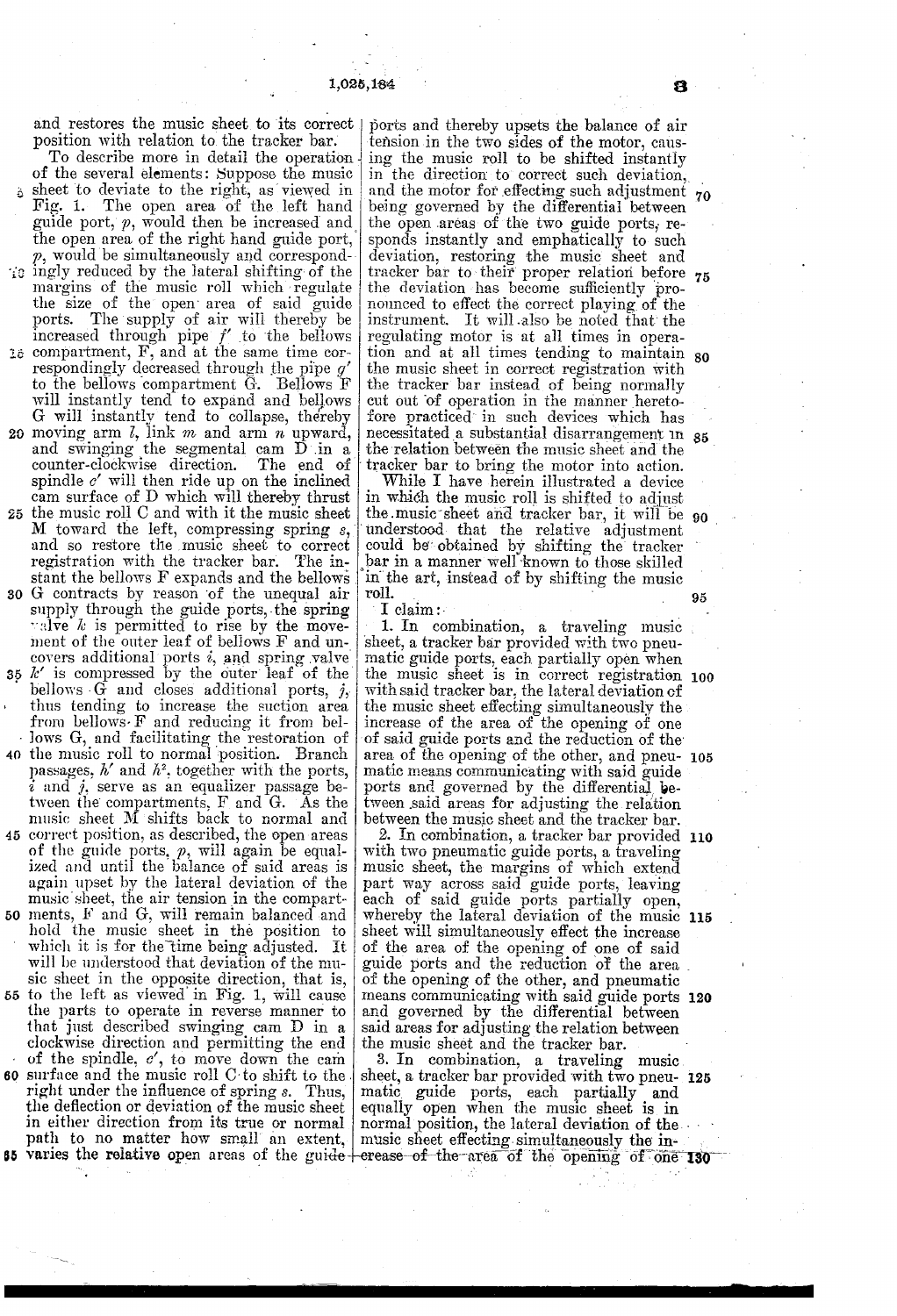and restores the music sheet to its correct position with relation to the tracker bar.

To describe more in detail the operation of the several elements: Suppose the music sheet to deviate to the right, as viewed in Fig. 1. The open area of the left hand guide port, $p$, would then be increased and the open area of the right hand guide port, $p$, would be simultaneously and correspondingly reduced by the lateral shifting of the margins of the music roll which regulate the size of the open area of said guide ports. The supply of air will thereby be increased through pipe $f'$ to the bellows compartment, F, and at the same time correspondingly decreased through the pipe $g'$ to the bellows compartment G. Bellows F will instantly tend to expand and bellows G will instantly tend to collapse, thereby moving arm $l$, link $m$ and arm $n$ upward, and swinging the segmental cam D in a counter-clockwise direction. The end of spindle $c'$ will then ride up on the inclined cam surface of D which will thereby thrust the music roll C and with it the music sheet M toward the left, compressing spring $s$, and so restore the music sheet to correct registration with the tracker bar. The instant the bellows F expands and the bellows G contracts by reason of the unequal air supply through the guide ports, the spring valve $k$ is permitted to rise by the movement of the outer leaf of bellows F and uncovers additional ports $i$, and spring valve $k'$ is compressed by the outer leaf of the bellows G and closes additional ports, $j$, thus tending to increase the suction area from bellows F and reducing it from bellows G, and facilitating the restoration of the music roll to normal position. Branch passages, $h'$ and $h^2$, together with the ports, $i$ and $j$, serve as an equalizer passage between the compartments, F and G. As the music sheet M shifts back to normal and correct position, as described, the open areas of the guide ports, $p$, will again be equalized and until the balance of said areas is again upset by the lateral deviation of the music sheet, the air tension in the compartments, F and G, will remain balanced and hold the music sheet in the position to which it is for the time being adjusted. It will be understood that deviation of the music sheet in the opposite direction, that is, to the left as viewed in Fig. 1, will cause the parts to operate in reverse manner to that just described swinging cam D in a clockwise direction and permitting the end of the spindle, $c'$, to move down the cam surface and the music roll C to shift to the right under the influence of spring $s$. Thus, the deflection or deviation of the music sheet in either direction from its true or normal path to no matter how small an extent, varies the relative open areas of the guide ports and thereby upsets the balance of air tension in the two sides of the motor, causing the music roll to be shifted instantly in the direction to correct such deviation, and the motor for effecting such adjustment being governed by the differential between the open areas of the two guide ports, responds instantly and emphatically to such deviation, restoring the music sheet and tracker bar to their proper relation before the deviation has become sufficiently pronounced to effect the correct playing of the instrument. It will also be noted that the regulating motor is at all times in operation and at all times tending to maintain the music sheet in correct registration with the tracker bar instead of being normally cut out of operation in the manner heretofore practiced in such devices which has necessitated a substantial disarrangement in the relation between the music sheet and the tracker bar to bring the motor into action.

While I have herein illustrated a device in which the music roll is shifted to adjust the music sheet and tracker bar, it will be understood that the relative adjustment could be obtained by shifting the tracker bar in a manner well known to those skilled in the art, instead of by shifting the music roll.

I claim:

1. In combination, a traveling music sheet, a tracker bar provided with two pneumatic guide ports, each partially open when the music sheet is in correct registration with said tracker bar, the lateral deviation of the music sheet effecting simultaneously the increase of the area of the opening of one of said guide ports and the reduction of the area of the opening of the other, and pneumatic means communicating with said guide ports and governed by the differential between said areas for adjusting the relation between the music sheet and the tracker bar.

2. In combination, a tracker bar provided with two pneumatic guide ports, a traveling music sheet, the margins of which extend part way across said guide ports, leaving each of said guide ports partially open, whereby the lateral deviation of the music sheet will simultaneously effect the increase of the area of the opening of one of said guide ports and the reduction of the area of the opening of the other, and pneumatic means communicating with said guide ports and governed by the differential between said areas for adjusting the relation between the music sheet and the tracker bar.

3. In combination, a traveling music sheet, a tracker bar provided with two pneumatic guide ports, each partially and equally open when the music sheet is in normal position, the lateral deviation of the music sheet effecting simultaneously the increase of the area of the opening of one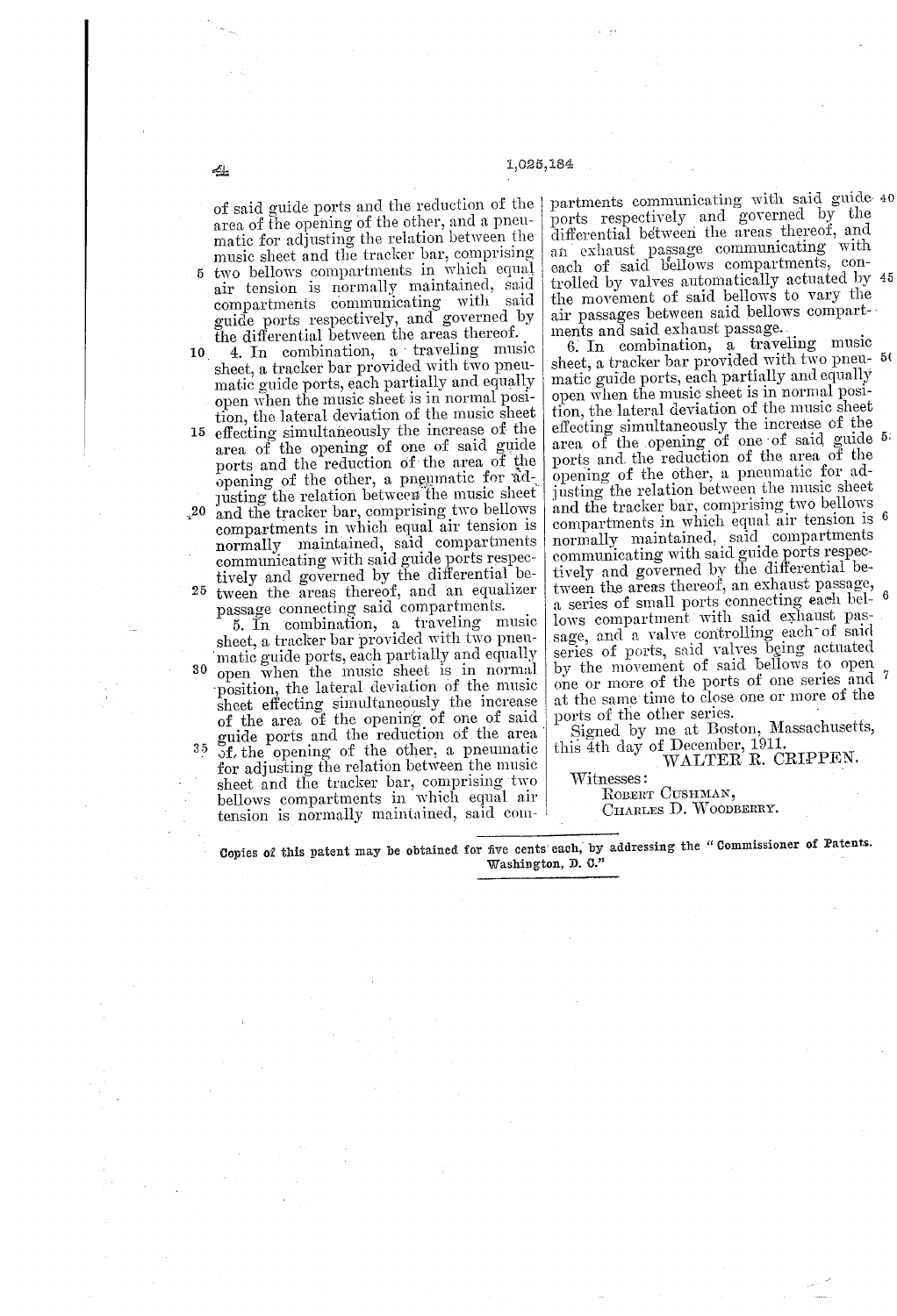of said guide ports and the reduction of the area of the opening of the other, and a pneumatic for adjusting the relation between the music sheet and the tracker bar, comprising two bellows compartments in which equal air tension is normally maintained, said compartments communicating with said guide ports respectively, and governed by the differential between the areas thereof.

4. In combination, a traveling music sheet, a tracker bar provided with two pneumatic guide ports, each partially and equally open when the music sheet is in normal position, the lateral deviation of the music sheet effecting simultaneously the increase of the area of the opening of one of said guide ports and the reduction of the area of the opening of the other, a pneumatic for adjusting the relation between the music sheet and the tracker bar, comprising two bellows compartments in which equal air tension is normally maintained, said compartments communicating with said guide ports respectively and governed by the differential between the areas thereof, and an equalizer passage connecting said compartments.

5. In combination, a traveling music sheet, a tracker bar provided with two pneumatic guide ports, each partially and equally open when the music sheet is in normal position, the lateral deviation of the music sheet effecting simultaneously the increase of the area of the opening of one of said guide ports and the reduction of the area of the opening of the other, a pneumatic for adjusting the relation between the music sheet and the tracker bar, comprising two bellows compartments in which equal air tension is normally maintained, said compartments communicating with said guide ports respectively and governed by the differential between the areas thereof, and an exhaust passage communicating with each of said bellows compartments, controlled by valves automatically actuated by the movement of said bellows to vary the air passages between said bellows compartments and said exhaust passage.

6. In combination, a traveling music sheet, a tracker bar provided with two pneumatic guide ports, each partially and equally open when the music sheet is in normal position, the lateral deviation of the music sheet effecting simultaneously the increase of the area of the opening of one of said guide ports and the reduction of the area of the opening of the other, a pneumatic for adjusting the relation between the music sheet and the tracker bar, comprising two bellows compartments in which equal air tension is normally maintained, said compartments communicating with said guide ports respectively and governed by the differential between the areas thereof, an exhaust passage, a series of small ports connecting each bellows compartment with said exhaust passage, and a valve controlling each of said series of ports, said valves being actuated by the movement of said bellows to open one or more of the ports of one series and at the same time to close one or more of the ports of the other series.

Signed by me at Boston, Massachusetts, this 4th day of December, 1911.

WALTER R. CRIPPEN.

Witnesses:

ROBERT CUSHMAN,
CHARLES D. WOODBERRY.

Copies of this patent may be obtained for five cents each, by addressing the "Commissioner of Patents. Washington, D. C."